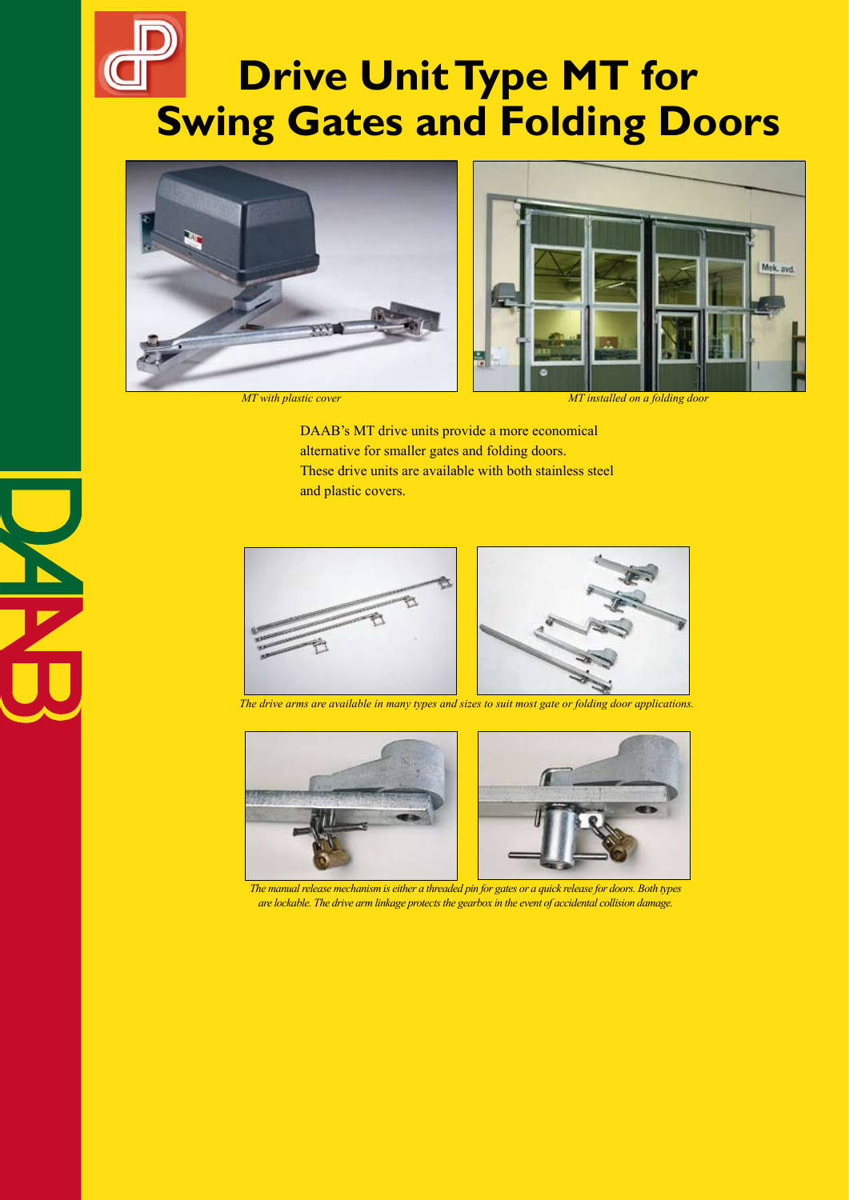# Drive Unit Type MT for Swing Gates and Folding Doors

*MT with plastic cover*

*MT installed on a folding door*

DAAB's MT drive units provide a more economical alternative for smaller gates and folding doors. These drive units are available with both stainless steel and plastic covers.

*The drive arms are available in many types and sizes to suit most gate or folding door applications.*

*The manual release mechanism is either a threaded pin for gates or a quick release for doors. Both types are lockable. The drive arm linkage protects the gearbox in the event of accidental collision damage.*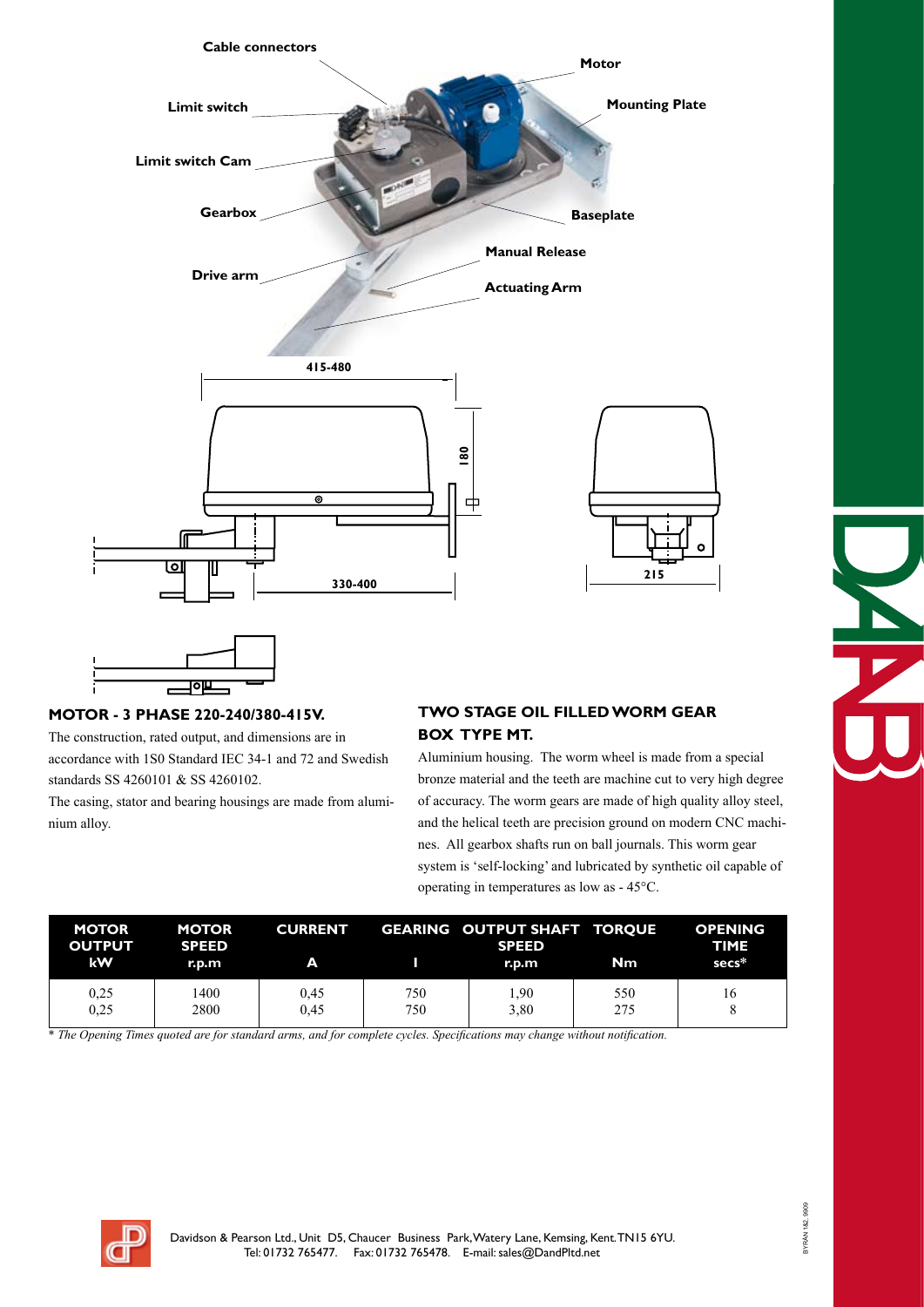Cable connectors

Motor

Limit switch

Mounting Plate

Limit switch Cam

Gearbox

Baseplate

Manual Release

Drive arm

Actuating Arm

415-480

180

330-400

215

### MOTOR - 3 PHASE 220-240/380-415V.

The construction, rated output, and dimensions are in accordance with 1S0 Standard IEC 34-1 and 72 and Swedish standards SS 4260101 & SS 4260102.

The casing, stator and bearing housings are made from aluminium alloy.

### TWO STAGE OIL FILLED WORM GEAR BOX TYPE MT.

Aluminium housing. The worm wheel is made from a special bronze material and the teeth are machine cut to very high degree of accuracy. The worm gears are made of high quality alloy steel, and the helical teeth are precision ground on modern CNC machines. All gearbox shafts run on ball journals. This worm gear system is 'self-locking' and lubricated by synthetic oil capable of operating in temperatures as low as - 45°C.

| MOTOR OUTPUT kW | MOTOR SPEED r.p.m | CURRENT A | GEARING I | OUTPUT SHAFT SPEED r.p.m | TORQUE Nm | OPENING TIME secs* |
|---|---|---|---|---|---|---|
| 0,25 | 1400 | 0,45 | 750 | 1,90 | 550 | 16 |
| 0,25 | 2800 | 0,45 | 750 | 3,80 | 275 | 8 |

*\* The Opening Times quoted are for standard arms, and for complete cycles. Specifications may change without notification.*

Davidson & Pearson Ltd., Unit D5, Chaucer Business Park, Watery Lane, Kemsing, Kent. TN15 6YU.
Tel: 01732 765477. Fax: 01732 765478. E-mail: sales@DandPltd.net